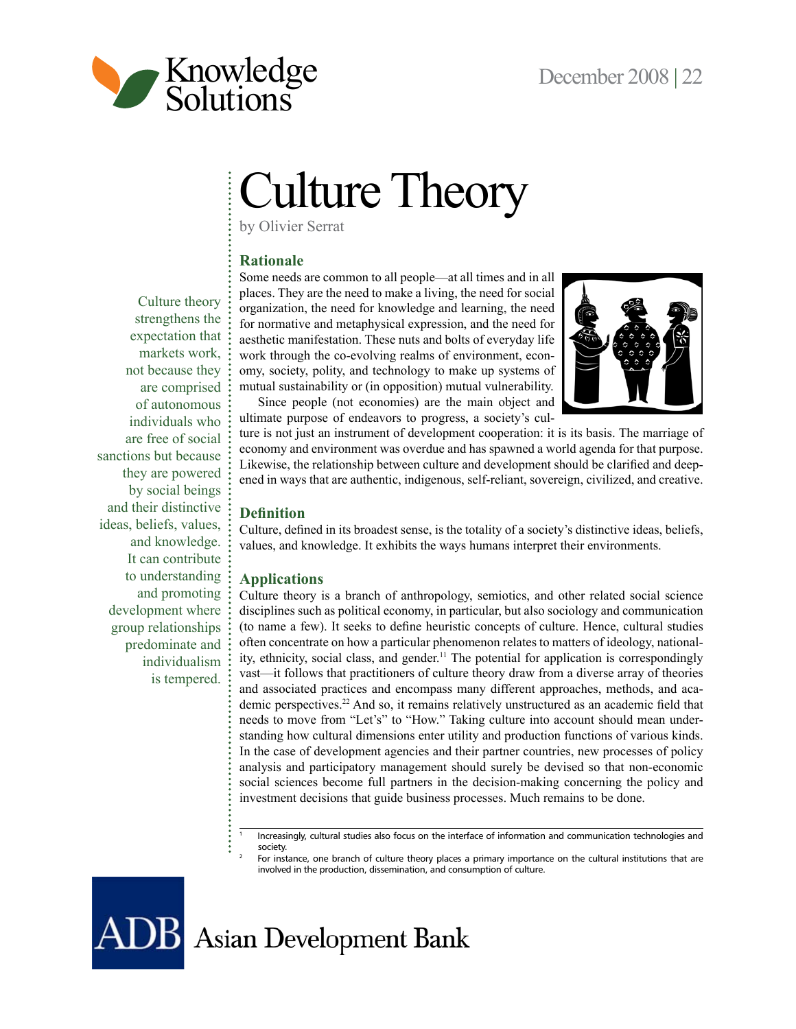# Culture Theory

by Olivier Serrat

> Culture theory strengthens the expectation that markets work, not because they are comprised of autonomous individuals who are free of social sanctions but because they are powered by social beings and their distinctive ideas, beliefs, values, and knowledge. It can contribute to understanding and promoting development where group relationships predominate and individualism is tempered.

## Rationale

Some needs are common to all people—at all times and in all places. They are the need to make a living, the need for social organization, the need for knowledge and learning, the need for normative and metaphysical expression, and the need for aesthetic manifestation. These nuts and bolts of everyday life work through the co-evolving realms of environment, economy, society, polity, and technology to make up systems of mutual sustainability or (in opposition) mutual vulnerability.

Since people (not economies) are the main object and ultimate purpose of endeavors to progress, a society's culture is not just an instrument of development cooperation: it is its basis. The marriage of economy and environment was overdue and has spawned a world agenda for that purpose. Likewise, the relationship between culture and development should be clarified and deepened in ways that are authentic, indigenous, self-reliant, sovereign, civilized, and creative.

## Definition

Culture, defined in its broadest sense, is the totality of a society's distinctive ideas, beliefs, values, and knowledge. It exhibits the ways humans interpret their environments.

## Applications

Culture theory is a branch of anthropology, semiotics, and other related social science disciplines such as political economy, in particular, but also sociology and communication (to name a few). It seeks to define heuristic concepts of culture. Hence, cultural studies often concentrate on how a particular phenomenon relates to matters of ideology, nationality, ethnicity, social class, and gender.[1] The potential for application is correspondingly vast—it follows that practitioners of culture theory draw from a diverse array of theories and associated practices and encompass many different approaches, methods, and academic perspectives.[2] And so, it remains relatively unstructured as an academic field that needs to move from "Let's" to "How." Taking culture into account should mean understanding how cultural dimensions enter utility and production functions of various kinds. In the case of development agencies and their partner countries, new processes of policy analysis and participatory management should surely be devised so that non-economic social sciences become full partners in the decision-making concerning the policy and investment decisions that guide business processes. Much remains to be done.

---

[1] Increasingly, cultural studies also focus on the interface of information and communication technologies and society.

[2] For instance, one branch of culture theory places a primary importance on the cultural institutions that are involved in the production, dissemination, and consumption of culture.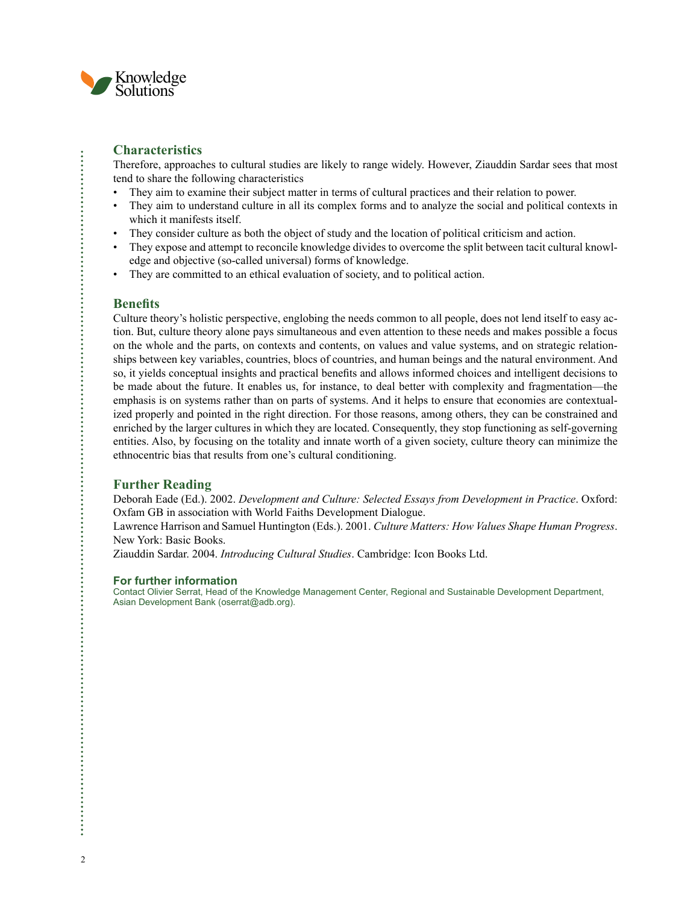## Characteristics

Therefore, approaches to cultural studies are likely to range widely. However, Ziauddin Sardar sees that most tend to share the following characteristics

- They aim to examine their subject matter in terms of cultural practices and their relation to power.
- They aim to understand culture in all its complex forms and to analyze the social and political contexts in which it manifests itself.
- They consider culture as both the object of study and the location of political criticism and action.
- They expose and attempt to reconcile knowledge divides to overcome the split between tacit cultural knowledge and objective (so-called universal) forms of knowledge.
- They are committed to an ethical evaluation of society, and to political action.

## Benefits

Culture theory's holistic perspective, englobing the needs common to all people, does not lend itself to easy action. But, culture theory alone pays simultaneous and even attention to these needs and makes possible a focus on the whole and the parts, on contexts and contents, on values and value systems, and on strategic relationships between key variables, countries, blocs of countries, and human beings and the natural environment. And so, it yields conceptual insights and practical benefits and allows informed choices and intelligent decisions to be made about the future. It enables us, for instance, to deal better with complexity and fragmentation—the emphasis is on systems rather than on parts of systems. And it helps to ensure that economies are contextualized properly and pointed in the right direction. For those reasons, among others, they can be constrained and enriched by the larger cultures in which they are located. Consequently, they stop functioning as self-governing entities. Also, by focusing on the totality and innate worth of a given society, culture theory can minimize the ethnocentric bias that results from one's cultural conditioning.

## Further Reading

Deborah Eade (Ed.). 2002. *Development and Culture: Selected Essays from Development in Practice*. Oxford: Oxfam GB in association with World Faiths Development Dialogue.

Lawrence Harrison and Samuel Huntington (Eds.). 2001. *Culture Matters: How Values Shape Human Progress*. New York: Basic Books.

Ziauddin Sardar. 2004. *Introducing Cultural Studies*. Cambridge: Icon Books Ltd.

### For further information

Contact Olivier Serrat, Head of the Knowledge Management Center, Regional and Sustainable Development Department, Asian Development Bank (oserrat@adb.org).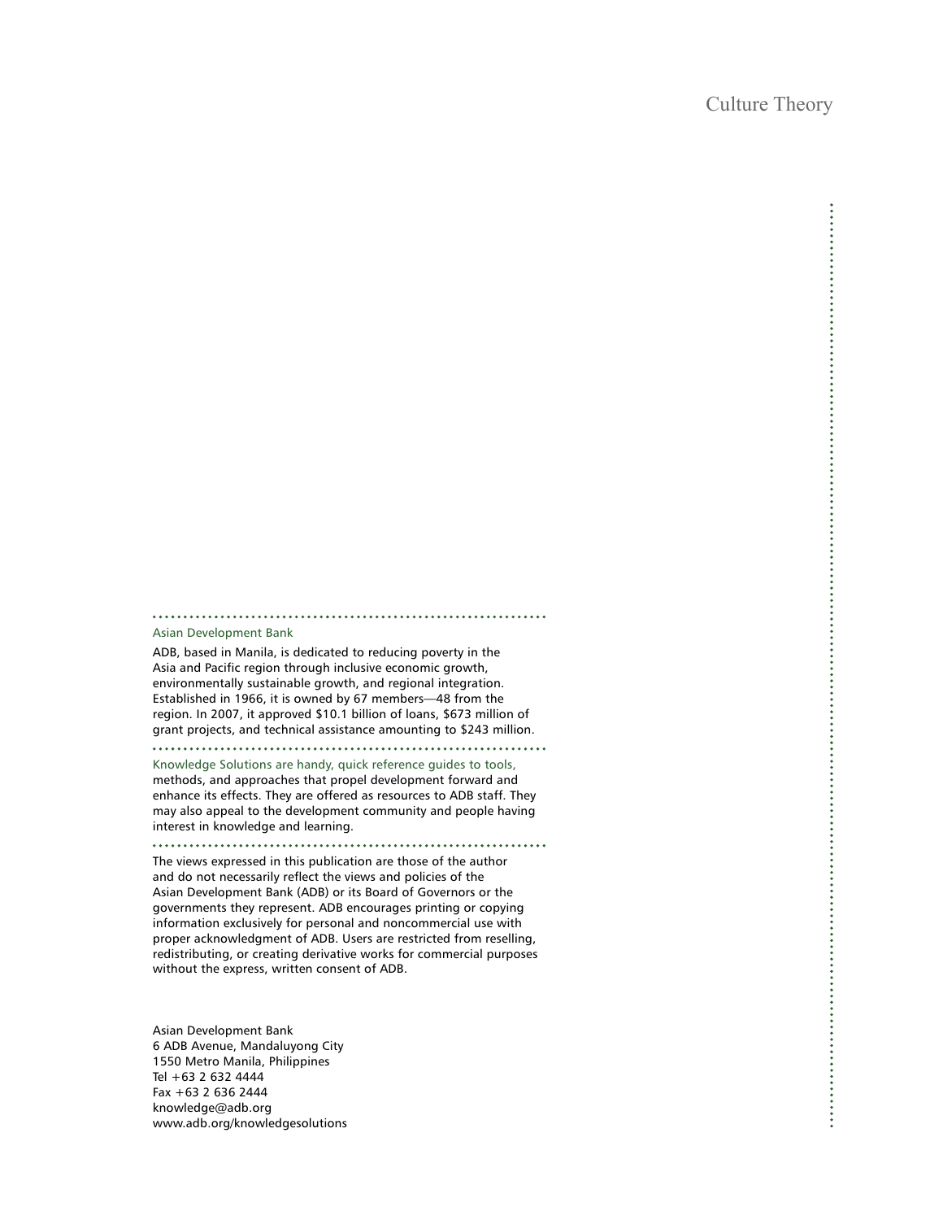Asian Development Bank

ADB, based in Manila, is dedicated to reducing poverty in the Asia and Pacific region through inclusive economic growth, environmentally sustainable growth, and regional integration. Established in 1966, it is owned by 67 members—48 from the region. In 2007, it approved $10.1 billion of loans, $673 million of grant projects, and technical assistance amounting to $243 million.

Knowledge Solutions are handy, quick reference guides to tools, methods, and approaches that propel development forward and enhance its effects. They are offered as resources to ADB staff. They may also appeal to the development community and people having interest in knowledge and learning.

The views expressed in this publication are those of the author and do not necessarily reflect the views and policies of the Asian Development Bank (ADB) or its Board of Governors or the governments they represent. ADB encourages printing or copying information exclusively for personal and noncommercial use with proper acknowledgment of ADB. Users are restricted from reselling, redistributing, or creating derivative works for commercial purposes without the express, written consent of ADB.

Asian Development Bank
6 ADB Avenue, Mandaluyong City
1550 Metro Manila, Philippines
Tel +63 2 632 4444
Fax +63 2 636 2444
knowledge@adb.org
www.adb.org/knowledgesolutions